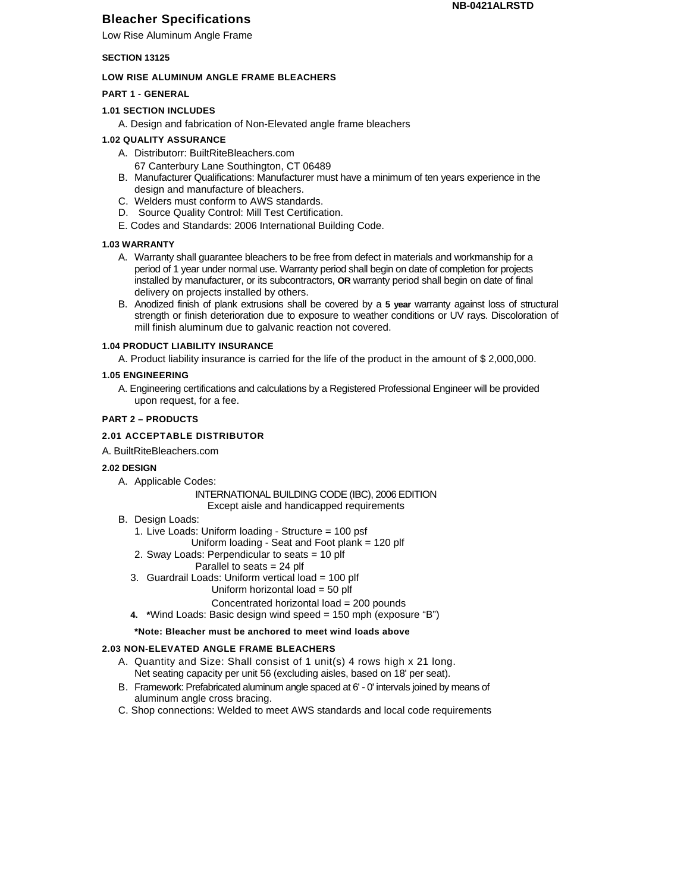NB-0421ALRSTD

# Bleacher Specifications

Low Rise Aluminum Angle Frame

**SECTION 13125**

## LOW RISE ALUMINUM ANGLE FRAME BLEACHERS

### PART 1 - GENERAL

**1.01 SECTION INCLUDES**

A. Design and fabrication of Non-Elevated angle frame bleachers

**1.02 QUALITY ASSURANCE**

A. Distributorr: BuiltRiteBleachers.com
   67 Canterbury Lane Southington, CT 06489
B. Manufacturer Qualifications: Manufacturer must have a minimum of ten years experience in the design and manufacture of bleachers.
C. Welders must conform to AWS standards.
D. Source Quality Control: Mill Test Certification.
E. Codes and Standards: 2006 International Building Code.

**1.03 WARRANTY**

A. Warranty shall guarantee bleachers to be free from defect in materials and workmanship for a period of 1 year under normal use. Warranty period shall begin on date of completion for projects installed by manufacturer, or its subcontractors, **OR** warranty period shall begin on date of final delivery on projects installed by others.
B. Anodized finish of plank extrusions shall be covered by a **5 year** warranty against loss of structural strength or finish deterioration due to exposure to weather conditions or UV rays. Discoloration of mill finish aluminum due to galvanic reaction not covered.

**1.04 PRODUCT LIABILITY INSURANCE**

A. Product liability insurance is carried for the life of the product in the amount of $ 2,000,000.

**1.05 ENGINEERING**

A. Engineering certifications and calculations by a Registered Professional Engineer will be provided upon request, for a fee.

### PART 2 – PRODUCTS

**2.01 ACCEPTABLE DISTRIBUTOR**

A. BuiltRiteBleachers.com

**2.02 DESIGN**

A. Applicable Codes:
   INTERNATIONAL BUILDING CODE (IBC), 2006 EDITION
   Except aisle and handicapped requirements
B. Design Loads:
   1. Live Loads: Uniform loading - Structure = 100 psf
      Uniform loading - Seat and Foot plank = 120 plf
   2. Sway Loads: Perpendicular to seats = 10 plf
      Parallel to seats = 24 plf
   3. Guardrail Loads: Uniform vertical load = 100 plf
      Uniform horizontal load = 50 plf
      Concentrated horizontal load = 200 pounds
   4. *Wind Loads: Basic design wind speed = 150 mph (exposure "B")

   **\*Note: Bleacher must be anchored to meet wind loads above**

**2.03 NON-ELEVATED ANGLE FRAME BLEACHERS**

A. Quantity and Size: Shall consist of 1 unit(s) 4 rows high x 21 long.
   Net seating capacity per unit 56 (excluding aisles, based on 18' per seat).
B. Framework: Prefabricated aluminum angle spaced at 6' - 0' intervals joined by means of aluminum angle cross bracing.
C. Shop connections: Welded to meet AWS standards and local code requirements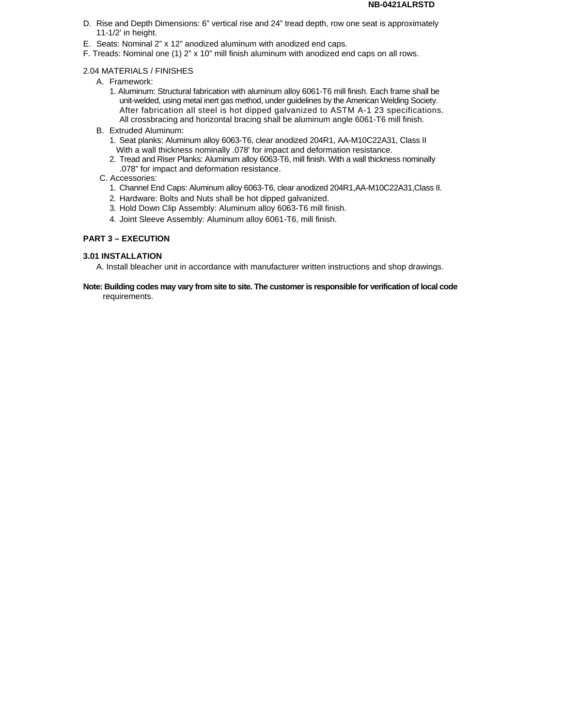D. Rise and Depth Dimensions: 6” vertical rise and 24” tread depth, row one seat is approximately 11-1/2' in height.

E. Seats: Nominal 2” x 12” anodized aluminum with anodized end caps.

F. Treads: Nominal one (1) 2” x 10” mill finish aluminum with anodized end caps on all rows.

2.04 MATERIALS / FINISHES

A. Framework:

1. Aluminum: Structural fabrication with aluminum alloy 6061-T6 mill finish. Each frame shall be unit-welded, using metal inert gas method, under guidelines by the American Welding Society. After fabrication all steel is hot dipped galvanized to ASTM A-1 23 specifications. All crossbracing and horizontal bracing shall be aluminum angle 6061-T6 mill finish.

B. Extruded Aluminum:

1. Seat planks: Aluminum alloy 6063-T6, clear anodized 204R1, AA-M10C22A31, Class II With a wall thickness nominally .078' for impact and deformation resistance.
2. Tread and Riser Planks: Aluminum alloy 6063-T6, mill finish. With a wall thickness nominally .078” for impact and deformation resistance.

C. Accessories:

1. Channel End Caps: Aluminum alloy 6063-T6, clear anodized 204R1,AA-M10C22A31,Class II.
2. Hardware: Bolts and Nuts shall be hot dipped galvanized.
3. Hold Down Clip Assembly: Aluminum alloy 6063-T6 mill finish.
4. Joint Sleeve Assembly: Aluminum alloy 6061-T6, mill finish.

## PART 3 – EXECUTION

### 3.01 INSTALLATION

A. Install bleacher unit in accordance with manufacturer written instructions and shop drawings.

**Note: Building codes may vary from site to site. The customer is responsible for verification of local code** requirements.